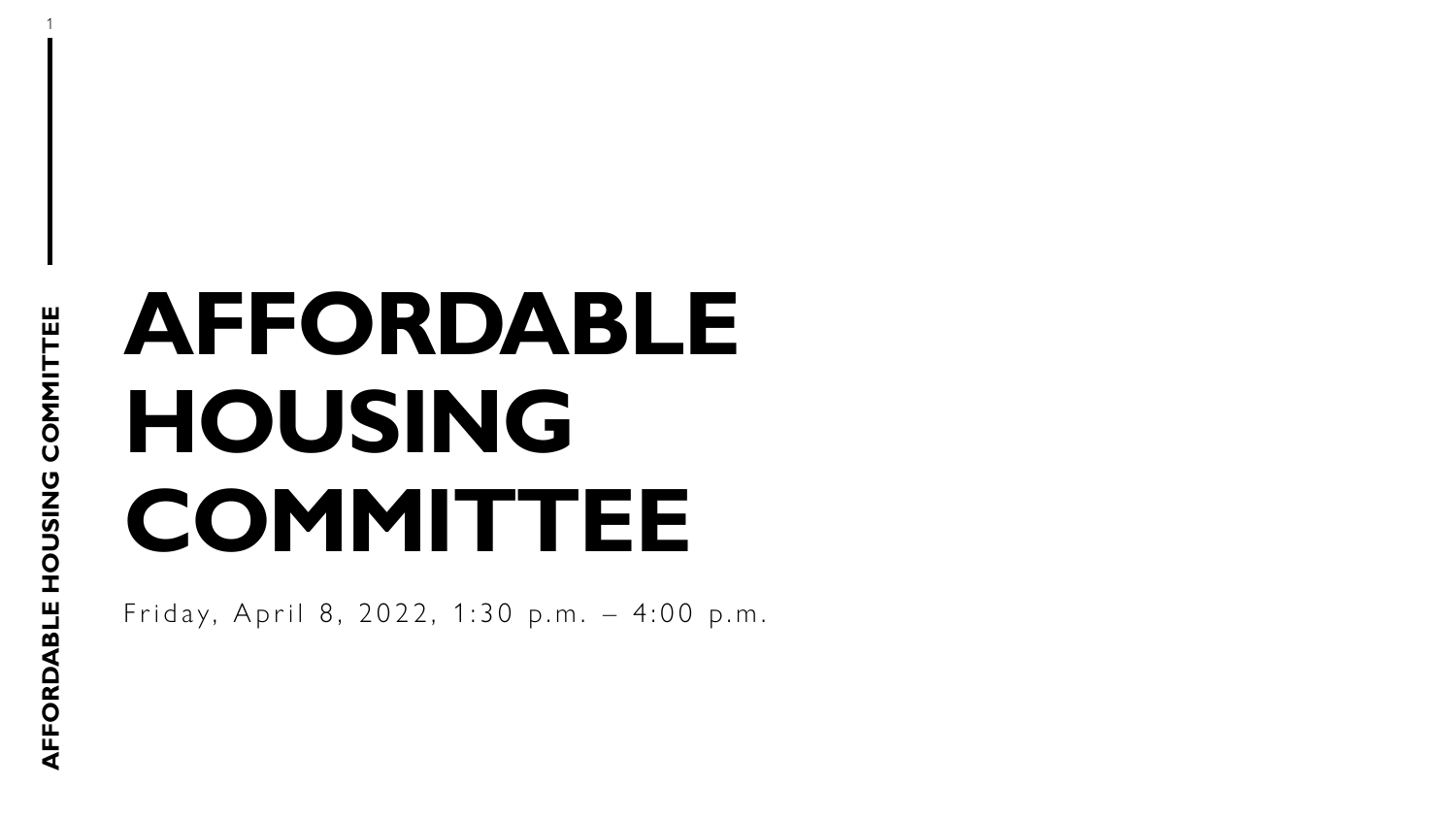# AFFORDABLE HOUSING COMMITTEE

Friday, April 8, 2022, 1:30 p.m. – 4:00 p.m.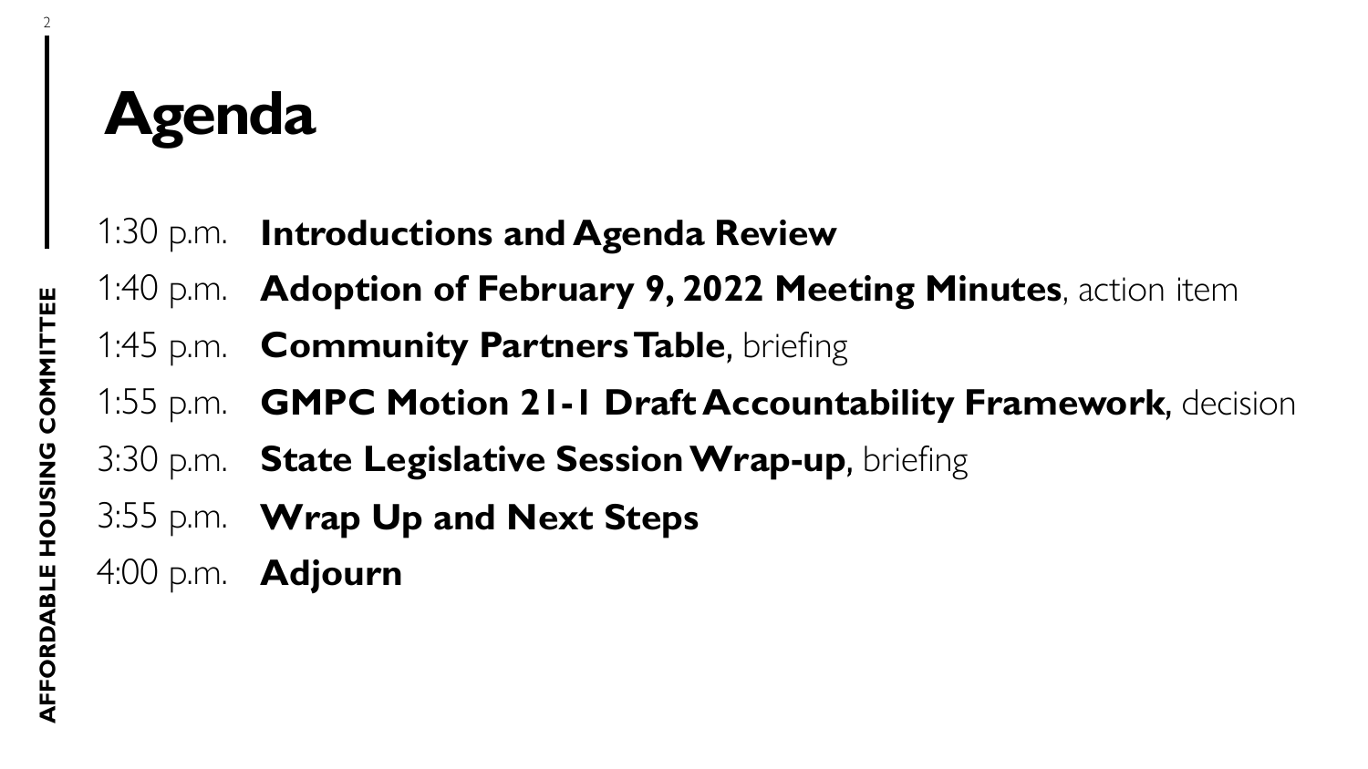# Agenda

| | |
|---|---|
| 1:30 p.m. | **Introductions and Agenda Review** |
| 1:40 p.m. | **Adoption of February 9, 2022 Meeting Minutes**, action item |
| 1:45 p.m. | **Community Partners Table**, briefing |
| 1:55 p.m. | **GMPC Motion 21-1 Draft Accountability Framework**, decision |
| 3:30 p.m. | **State Legislative Session Wrap-up**, briefing |
| 3:55 p.m. | **Wrap Up and Next Steps** |
| 4:00 p.m. | **Adjourn** |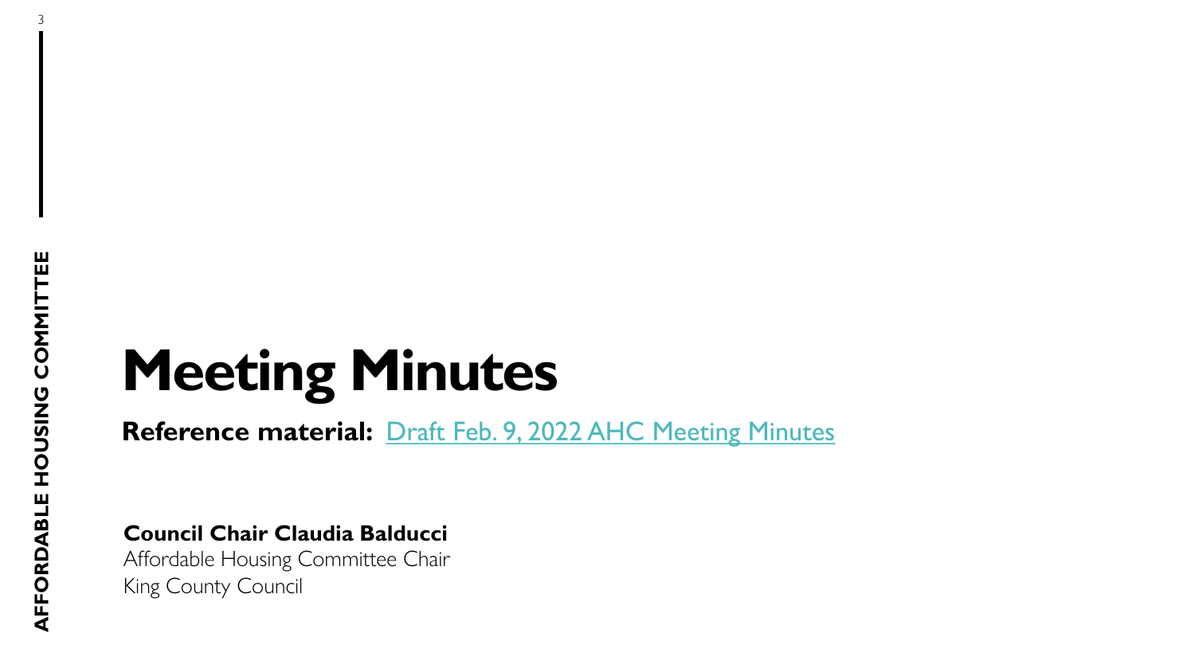# Meeting Minutes

**Reference material:** Draft Feb. 9, 2022 AHC Meeting Minutes

**Council Chair Claudia Balducci**
Affordable Housing Committee Chair
King County Council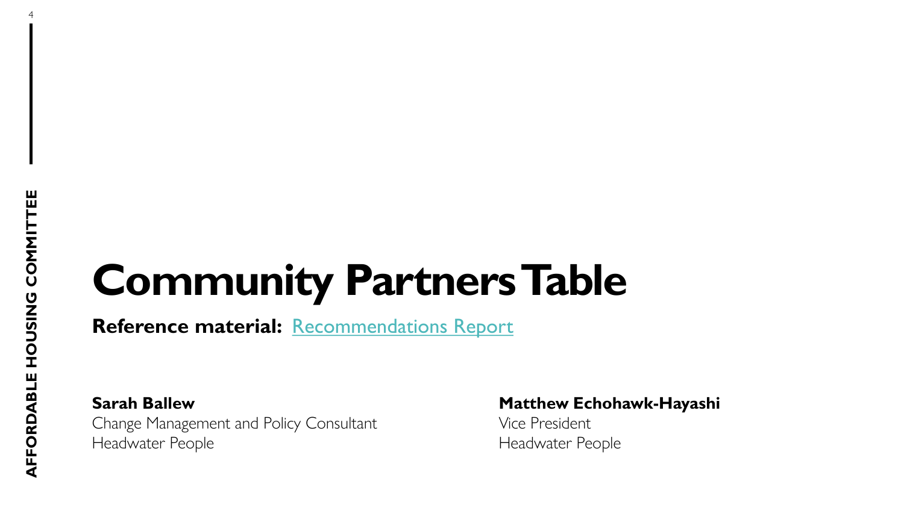# Community Partners Table

**Reference material:** Recommendations Report

**Sarah Ballew**
Change Management and Policy Consultant
Headwater People

**Matthew Echohawk-Hayashi**
Vice President
Headwater People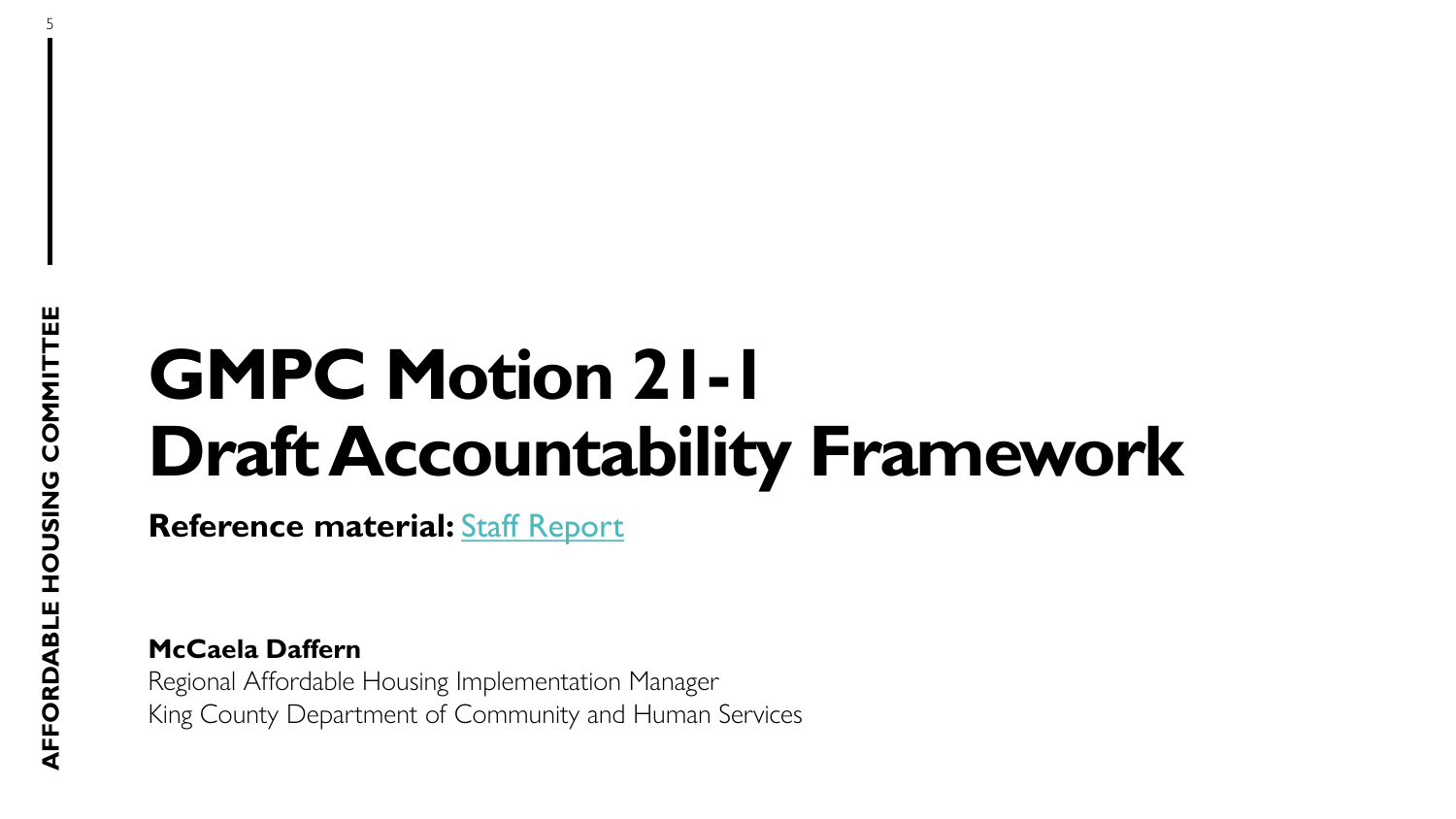# GMPC Motion 21-1
# Draft Accountability Framework

**Reference material:** [Staff Report]

**McCaela Daffern**
Regional Affordable Housing Implementation Manager
King County Department of Community and Human Services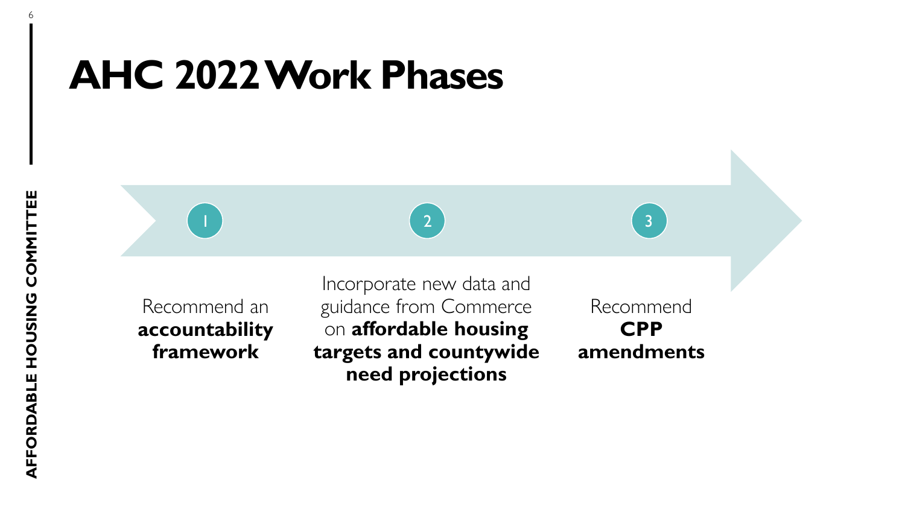# AHC 2022 Work Phases

1. Recommend an **accountability framework**
2. Incorporate new data and guidance from Commerce on **affordable housing targets and countywide need projections**
3. Recommend **CPP amendments**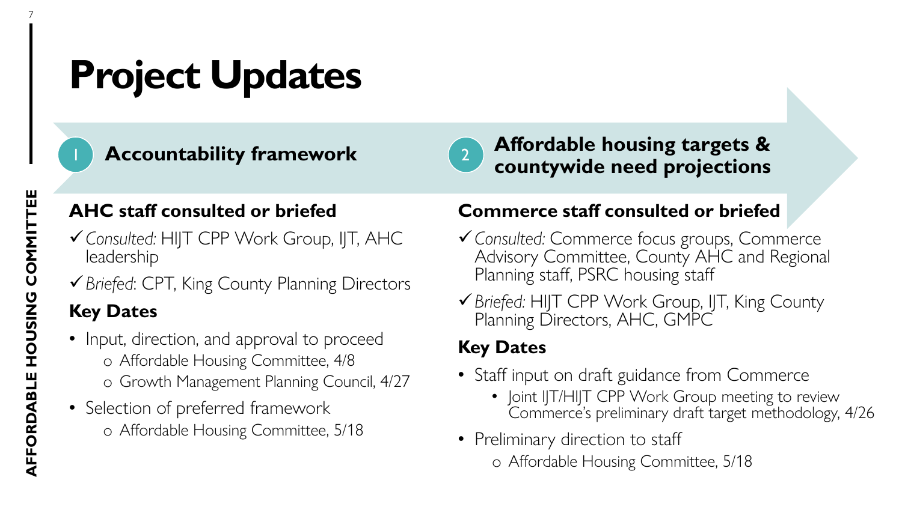# Project Updates

## 1 Accountability framework

### AHC staff consulted or briefed

- ✓ *Consulted:* HIJT CPP Work Group, IJT, AHC leadership
- ✓ *Briefed*: CPT, King County Planning Directors

### Key Dates

- Input, direction, and approval to proceed
  - Affordable Housing Committee, 4/8
  - Growth Management Planning Council, 4/27
- Selection of preferred framework
  - Affordable Housing Committee, 5/18

## 2 Affordable housing targets & countywide need projections

### Commerce staff consulted or briefed

- ✓ *Consulted:* Commerce focus groups, Commerce Advisory Committee, County AHC and Regional Planning staff, PSRC housing staff
- ✓ *Briefed:* HIJT CPP Work Group, IJT, King County Planning Directors, AHC, GMPC

### Key Dates

- Staff input on draft guidance from Commerce
  - Joint IJT/HIJT CPP Work Group meeting to review Commerce's preliminary draft target methodology, 4/26
- Preliminary direction to staff
  - Affordable Housing Committee, 5/18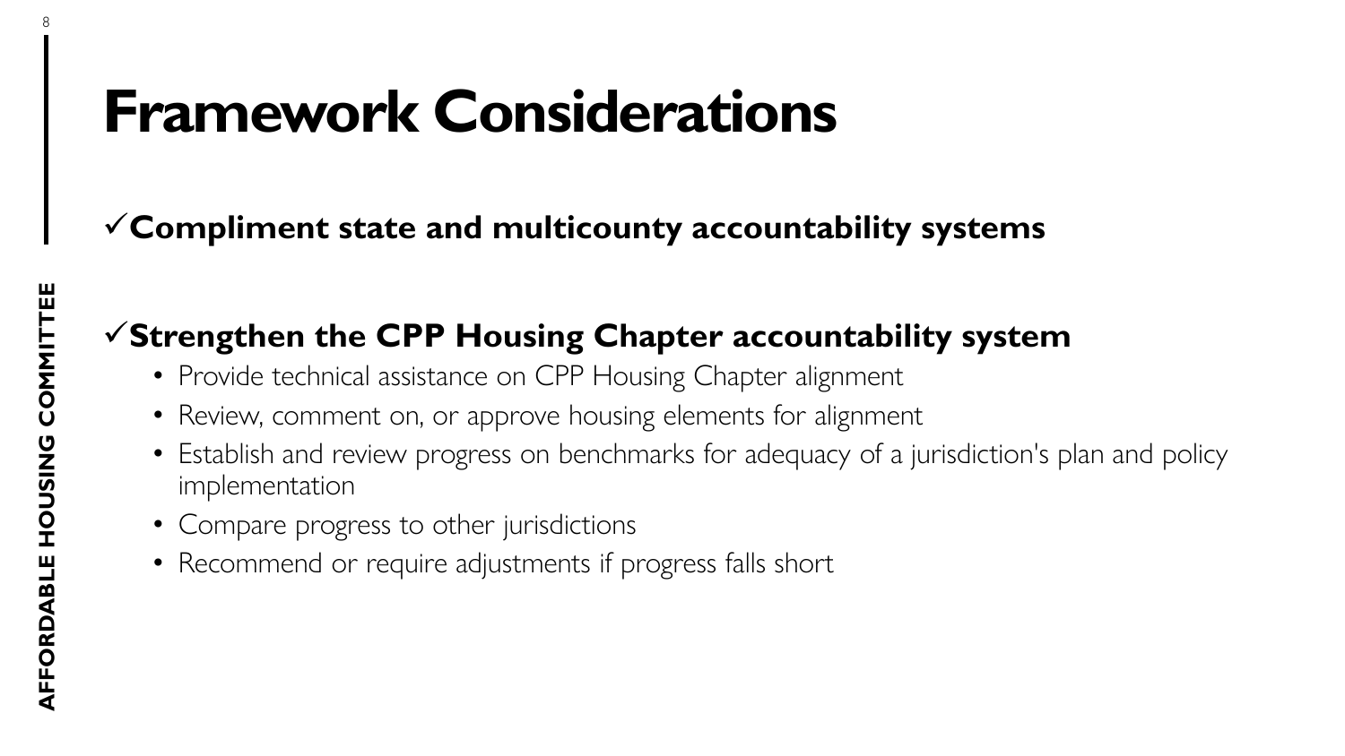# Framework Considerations

✓ **Compliment state and multicounty accountability systems**

✓ **Strengthen the CPP Housing Chapter accountability system**

- Provide technical assistance on CPP Housing Chapter alignment
- Review, comment on, or approve housing elements for alignment
- Establish and review progress on benchmarks for adequacy of a jurisdiction's plan and policy implementation
- Compare progress to other jurisdictions
- Recommend or require adjustments if progress falls short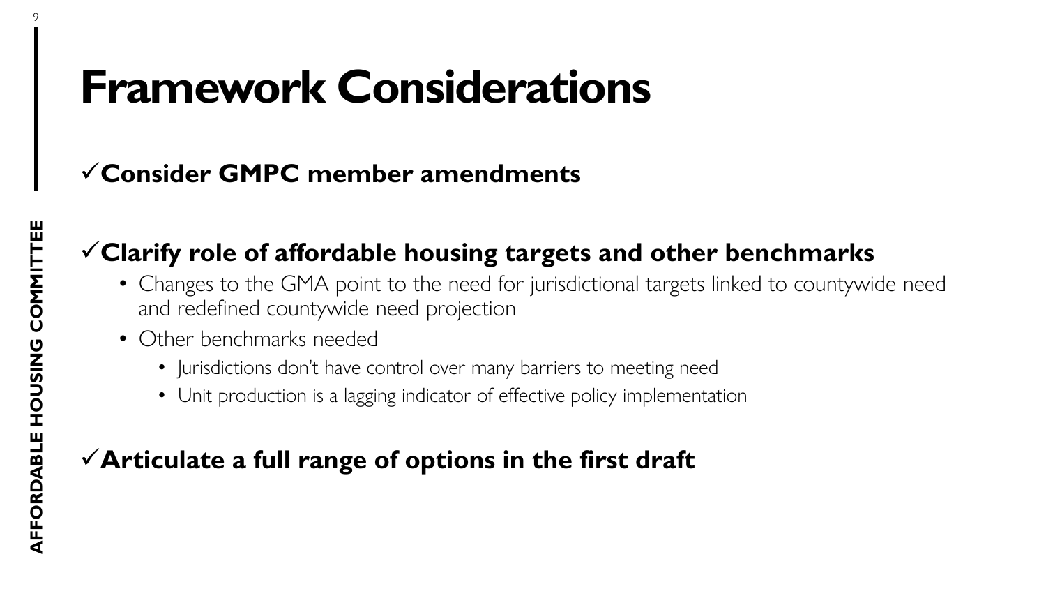# Framework Considerations

✓**Consider GMPC member amendments**

✓**Clarify role of affordable housing targets and other benchmarks**

- Changes to the GMA point to the need for jurisdictional targets linked to countywide need and redefined countywide need projection
- Other benchmarks needed
  - Jurisdictions don't have control over many barriers to meeting need
  - Unit production is a lagging indicator of effective policy implementation

✓**Articulate a full range of options in the first draft**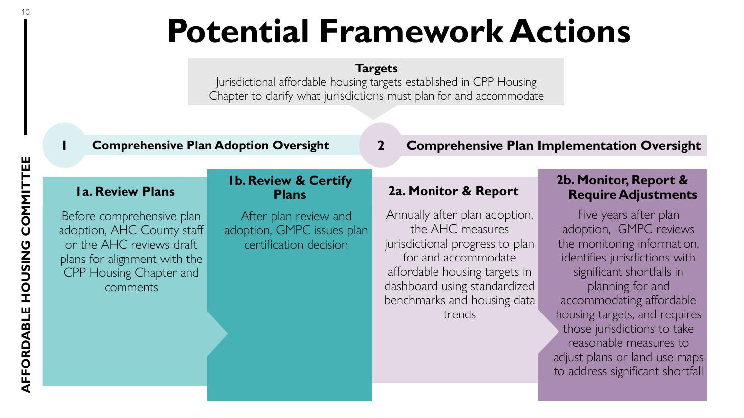# Potential Framework Actions

**Targets**

Jurisdictional affordable housing targets established in CPP Housing Chapter to clarify what jurisdictions must plan for and accommodate

## 1 Comprehensive Plan Adoption Oversight

### 1a. Review Plans

Before comprehensive plan adoption, AHC County staff or the AHC reviews draft plans for alignment with the CPP Housing Chapter and comments

### 1b. Review & Certify Plans

After plan review and adoption, GMPC issues plan certification decision

## 2 Comprehensive Plan Implementation Oversight

### 2a. Monitor & Report

Annually after plan adoption, the AHC measures jurisdictional progress to plan for and accommodate affordable housing targets in dashboard using standardized benchmarks and housing data trends

### 2b. Monitor, Report & Require Adjustments

Five years after plan adoption, GMPC reviews the monitoring information, identifies jurisdictions with significant shortfalls in planning for and accommodating affordable housing targets, and requires those jurisdictions to take reasonable measures to adjust plans or land use maps to address significant shortfall

AFFORDABLE HOUSING COMMITTEE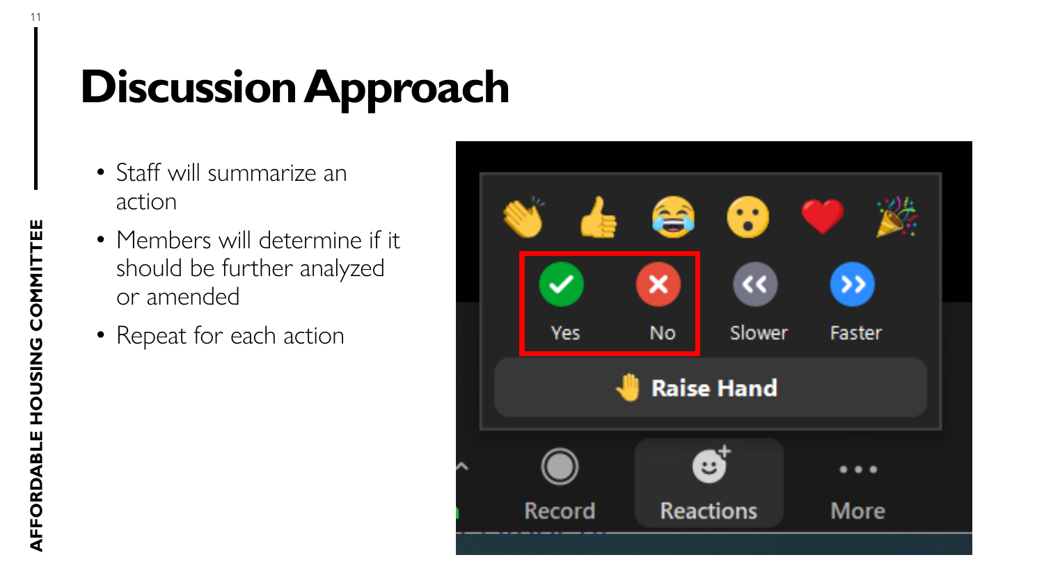# Discussion Approach

- Staff will summarize an action
- Members will determine if it should be further analyzed or amended
- Repeat for each action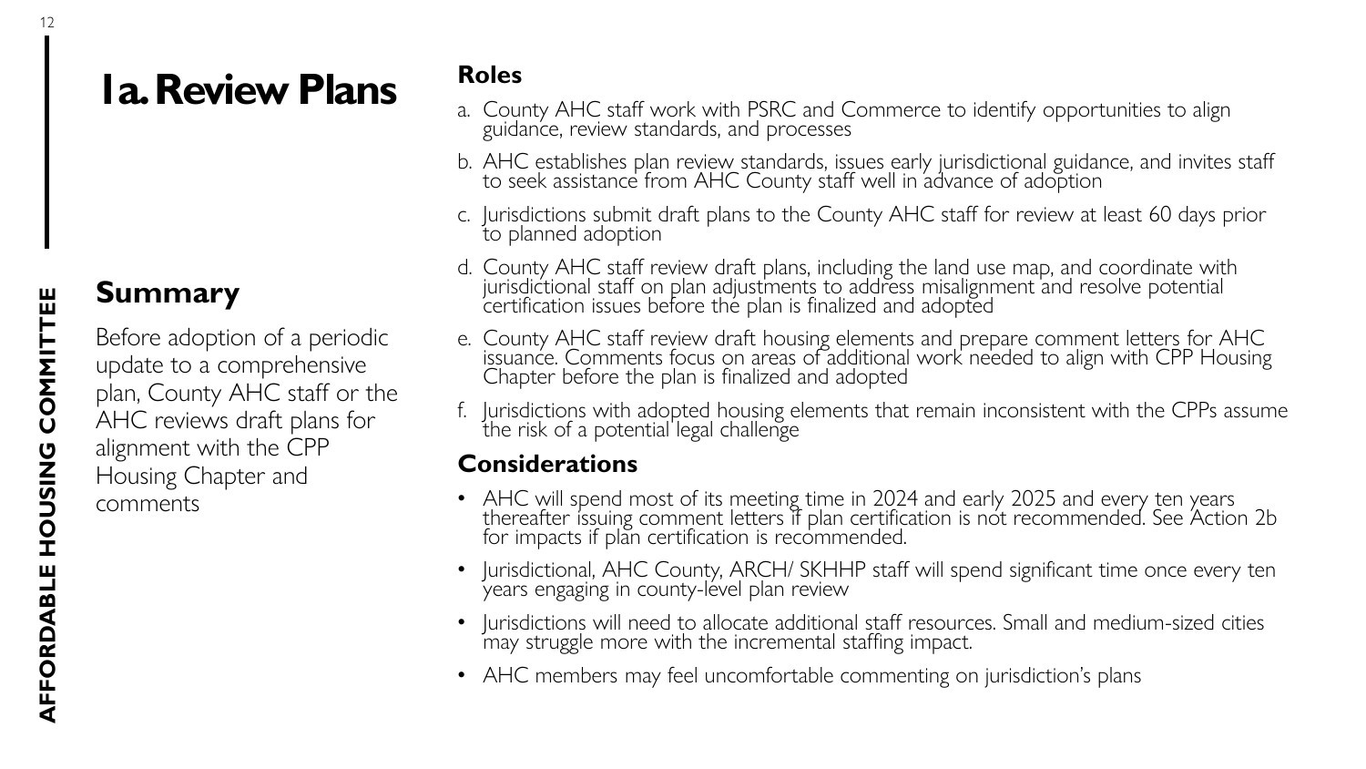# 1a. Review Plans

## Summary

Before adoption of a periodic update to a comprehensive plan, County AHC staff or the AHC reviews draft plans for alignment with the CPP Housing Chapter and comments

## Roles

a. County AHC staff work with PSRC and Commerce to identify opportunities to align guidance, review standards, and processes

b. AHC establishes plan review standards, issues early jurisdictional guidance, and invites staff to seek assistance from AHC County staff well in advance of adoption

c. Jurisdictions submit draft plans to the County AHC staff for review at least 60 days prior to planned adoption

d. County AHC staff review draft plans, including the land use map, and coordinate with jurisdictional staff on plan adjustments to address misalignment and resolve potential certification issues before the plan is finalized and adopted

e. County AHC staff review draft housing elements and prepare comment letters for AHC issuance. Comments focus on areas of additional work needed to align with CPP Housing Chapter before the plan is finalized and adopted

f. Jurisdictions with adopted housing elements that remain inconsistent with the CPPs assume the risk of a potential legal challenge

## Considerations

- AHC will spend most of its meeting time in 2024 and early 2025 and every ten years thereafter issuing comment letters if plan certification is not recommended. See Action 2b for impacts if plan certification is recommended.
- Jurisdictional, AHC County, ARCH/ SKHHP staff will spend significant time once every ten years engaging in county-level plan review
- Jurisdictions will need to allocate additional staff resources. Small and medium-sized cities may struggle more with the incremental staffing impact.
- AHC members may feel uncomfortable commenting on jurisdiction's plans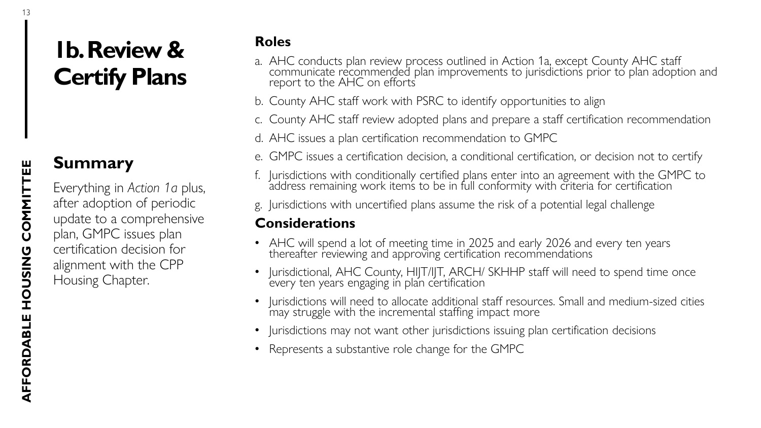# 1b. Review & Certify Plans

## Summary

Everything in *Action 1a* plus, after adoption of periodic update to a comprehensive plan, GMPC issues plan certification decision for alignment with the CPP Housing Chapter.

## Roles

a. AHC conducts plan review process outlined in Action 1a, except County AHC staff communicate recommended plan improvements to jurisdictions prior to plan adoption and report to the AHC on efforts

b. County AHC staff work with PSRC to identify opportunities to align

c. County AHC staff review adopted plans and prepare a staff certification recommendation

d. AHC issues a plan certification recommendation to GMPC

e. GMPC issues a certification decision, a conditional certification, or decision not to certify

f. Jurisdictions with conditionally certified plans enter into an agreement with the GMPC to address remaining work items to be in full conformity with criteria for certification

g. Jurisdictions with uncertified plans assume the risk of a potential legal challenge

## Considerations

- AHC will spend a lot of meeting time in 2025 and early 2026 and every ten years thereafter reviewing and approving certification recommendations
- Jurisdictional, AHC County, HIJT/IJT, ARCH/ SKHHP staff will need to spend time once every ten years engaging in plan certification
- Jurisdictions will need to allocate additional staff resources. Small and medium-sized cities may struggle with the incremental staffing impact more
- Jurisdictions may not want other jurisdictions issuing plan certification decisions
- Represents a substantive role change for the GMPC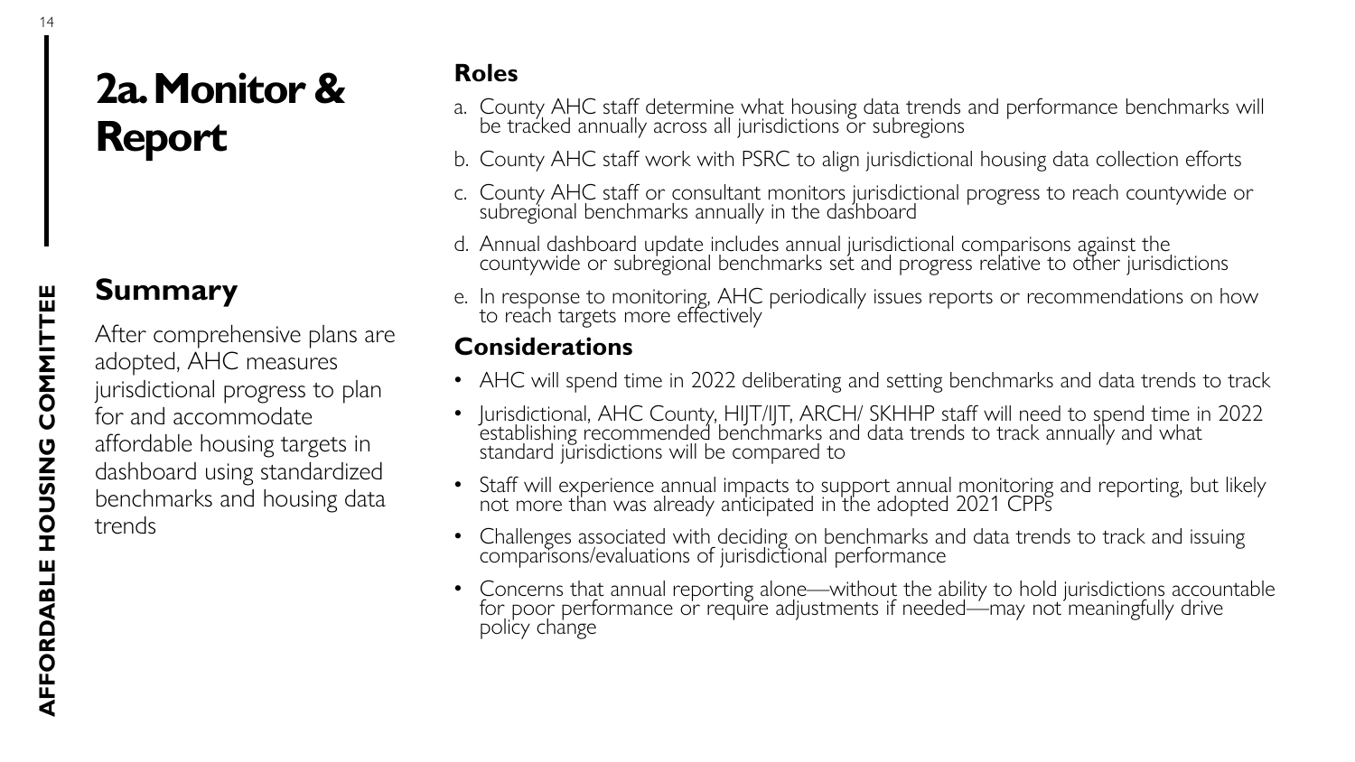# 2a. Monitor & Report

## Summary

After comprehensive plans are adopted, AHC measures jurisdictional progress to plan for and accommodate affordable housing targets in dashboard using standardized benchmarks and housing data trends

## Roles

a. County AHC staff determine what housing data trends and performance benchmarks will be tracked annually across all jurisdictions or subregions

b. County AHC staff work with PSRC to align jurisdictional housing data collection efforts

c. County AHC staff or consultant monitors jurisdictional progress to reach countywide or subregional benchmarks annually in the dashboard

d. Annual dashboard update includes annual jurisdictional comparisons against the countywide or subregional benchmarks set and progress relative to other jurisdictions

e. In response to monitoring, AHC periodically issues reports or recommendations on how to reach targets more effectively

## Considerations

- AHC will spend time in 2022 deliberating and setting benchmarks and data trends to track
- Jurisdictional, AHC County, HIJT/IJT, ARCH/ SKHHP staff will need to spend time in 2022 establishing recommended benchmarks and data trends to track annually and what standard jurisdictions will be compared to
- Staff will experience annual impacts to support annual monitoring and reporting, but likely not more than was already anticipated in the adopted 2021 CPPs
- Challenges associated with deciding on benchmarks and data trends to track and issuing comparisons/evaluations of jurisdictional performance
- Concerns that annual reporting alone—without the ability to hold jurisdictions accountable for poor performance or require adjustments if needed—may not meaningfully drive policy change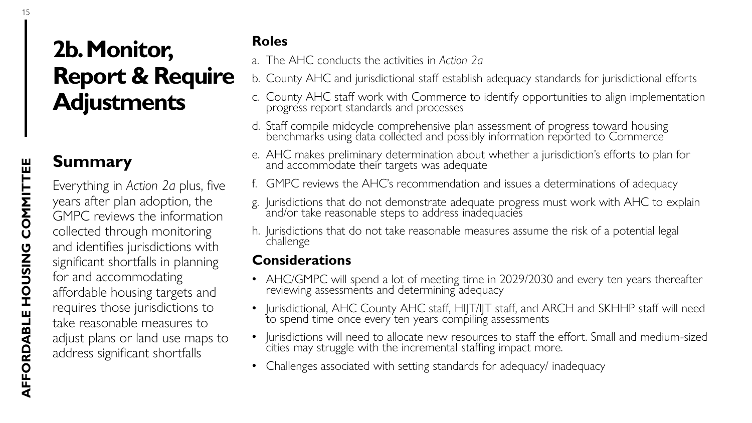# 2b. Monitor, Report & Require Adjustments

## Summary

Everything in *Action 2a* plus, five years after plan adoption, the GMPC reviews the information collected through monitoring and identifies jurisdictions with significant shortfalls in planning for and accommodating affordable housing targets and requires those jurisdictions to take reasonable measures to adjust plans or land use maps to address significant shortfalls

## Roles

a. The AHC conducts the activities in *Action 2a*

b. County AHC and jurisdictional staff establish adequacy standards for jurisdictional efforts

c. County AHC staff work with Commerce to identify opportunities to align implementation progress report standards and processes

d. Staff compile midcycle comprehensive plan assessment of progress toward housing benchmarks using data collected and possibly information reported to Commerce

e. AHC makes preliminary determination about whether a jurisdiction's efforts to plan for and accommodate their targets was adequate

f. GMPC reviews the AHC's recommendation and issues a determinations of adequacy

g. Jurisdictions that do not demonstrate adequate progress must work with AHC to explain and/or take reasonable steps to address inadequacies

h. Jurisdictions that do not take reasonable measures assume the risk of a potential legal challenge

## Considerations

- AHC/GMPC will spend a lot of meeting time in 2029/2030 and every ten years thereafter reviewing assessments and determining adequacy
- Jurisdictional, AHC County AHC staff, HIJT/IJT staff, and ARCH and SKHHP staff will need to spend time once every ten years compiling assessments
- Jurisdictions will need to allocate new resources to staff the effort. Small and medium-sized cities may struggle with the incremental staffing impact more.
- Challenges associated with setting standards for adequacy/ inadequacy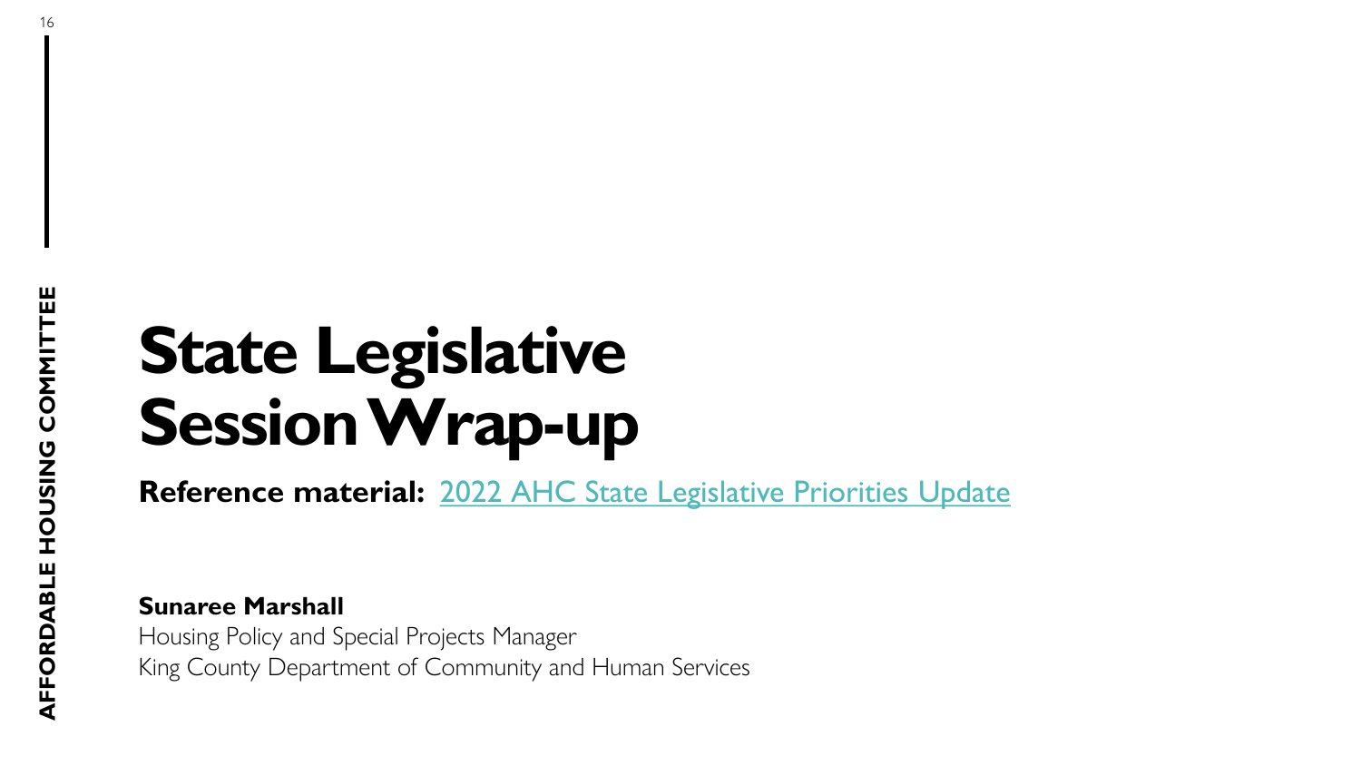# State Legislative Session Wrap-up

**Reference material:** 2022 AHC State Legislative Priorities Update

**Sunaree Marshall**
Housing Policy and Special Projects Manager
King County Department of Community and Human Services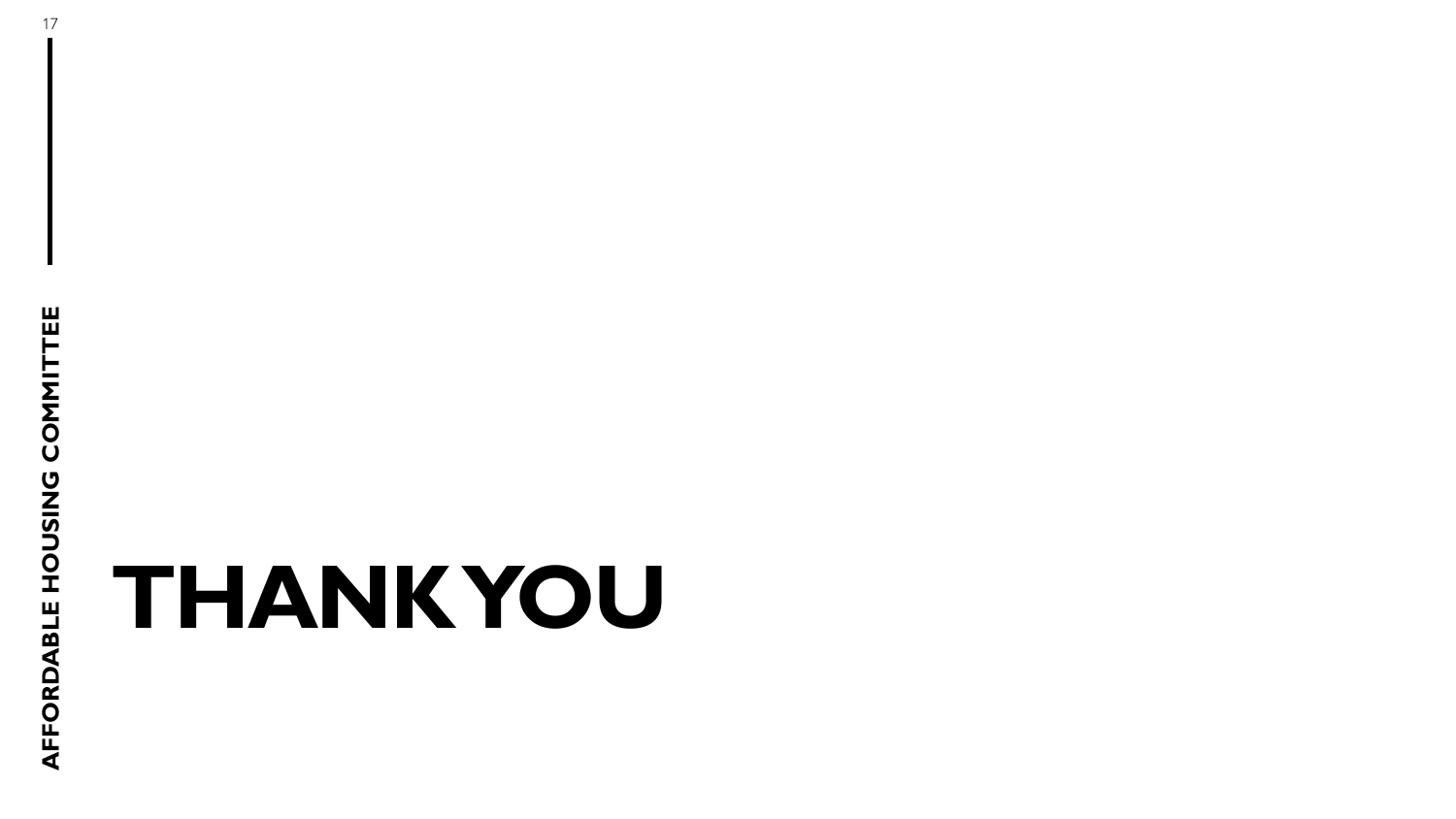# THANK YOU